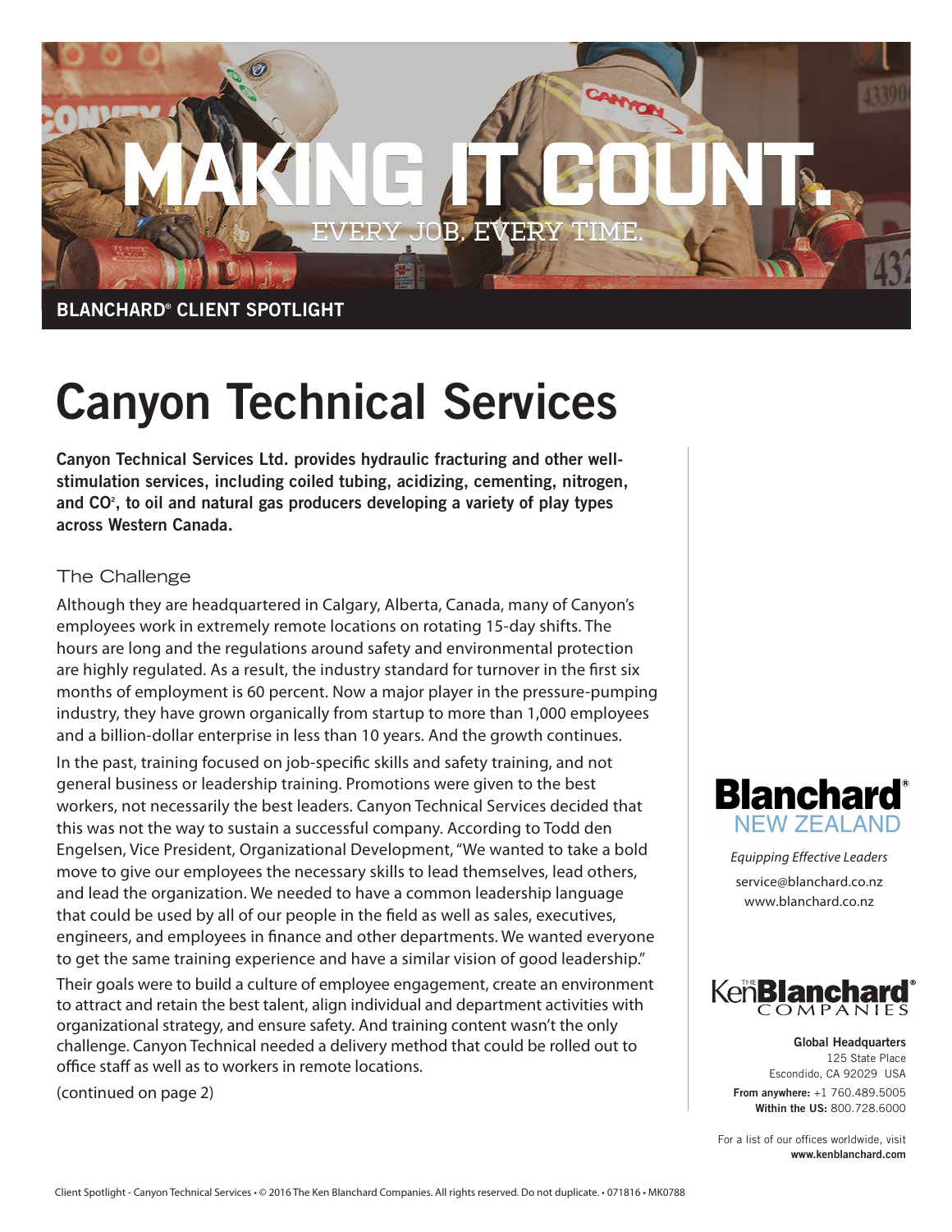# MAKING IT COUNT.

EVERY JOB. EVERY TIME.

**BLANCHARD® CLIENT SPOTLIGHT**

# Canyon Technical Services

**Canyon Technical Services Ltd. provides hydraulic fracturing and other well-stimulation services, including coiled tubing, acidizing, cementing, nitrogen, and $CO_2$, to oil and natural gas producers developing a variety of play types across Western Canada.**

## The Challenge

Although they are headquartered in Calgary, Alberta, Canada, many of Canyon's employees work in extremely remote locations on rotating 15-day shifts. The hours are long and the regulations around safety and environmental protection are highly regulated. As a result, the industry standard for turnover in the first six months of employment is 60 percent. Now a major player in the pressure-pumping industry, they have grown organically from startup to more than 1,000 employees and a billion-dollar enterprise in less than 10 years. And the growth continues.

In the past, training focused on job-specific skills and safety training, and not general business or leadership training. Promotions were given to the best workers, not necessarily the best leaders. Canyon Technical Services decided that this was not the way to sustain a successful company. According to Todd den Engelsen, Vice President, Organizational Development, "We wanted to take a bold move to give our employees the necessary skills to lead themselves, lead others, and lead the organization. We needed to have a common leadership language that could be used by all of our people in the field as well as sales, executives, engineers, and employees in finance and other departments. We wanted everyone to get the same training experience and have a similar vision of good leadership."

Their goals were to build a culture of employee engagement, create an environment to attract and retain the best talent, align individual and department activities with organizational strategy, and ensure safety. And training content wasn't the only challenge. Canyon Technical needed a delivery method that could be rolled out to office staff as well as to workers in remote locations.

(continued on page 2)

**Blanchard®**
NEW ZEALAND

*Equipping Effective Leaders*

service@blanchard.co.nz
www.blanchard.co.nz

**The Ken Blanchard® Companies**

**Global Headquarters**
125 State Place
Escondido, CA 92029 USA

**From anywhere:** +1 760.489.5005
**Within the US:** 800.728.6000

For a list of our offices worldwide, visit **www.kenblanchard.com**

Client Spotlight - Canyon Technical Services • © 2016 The Ken Blanchard Companies. All rights reserved. Do not duplicate. • 071816 • MK0788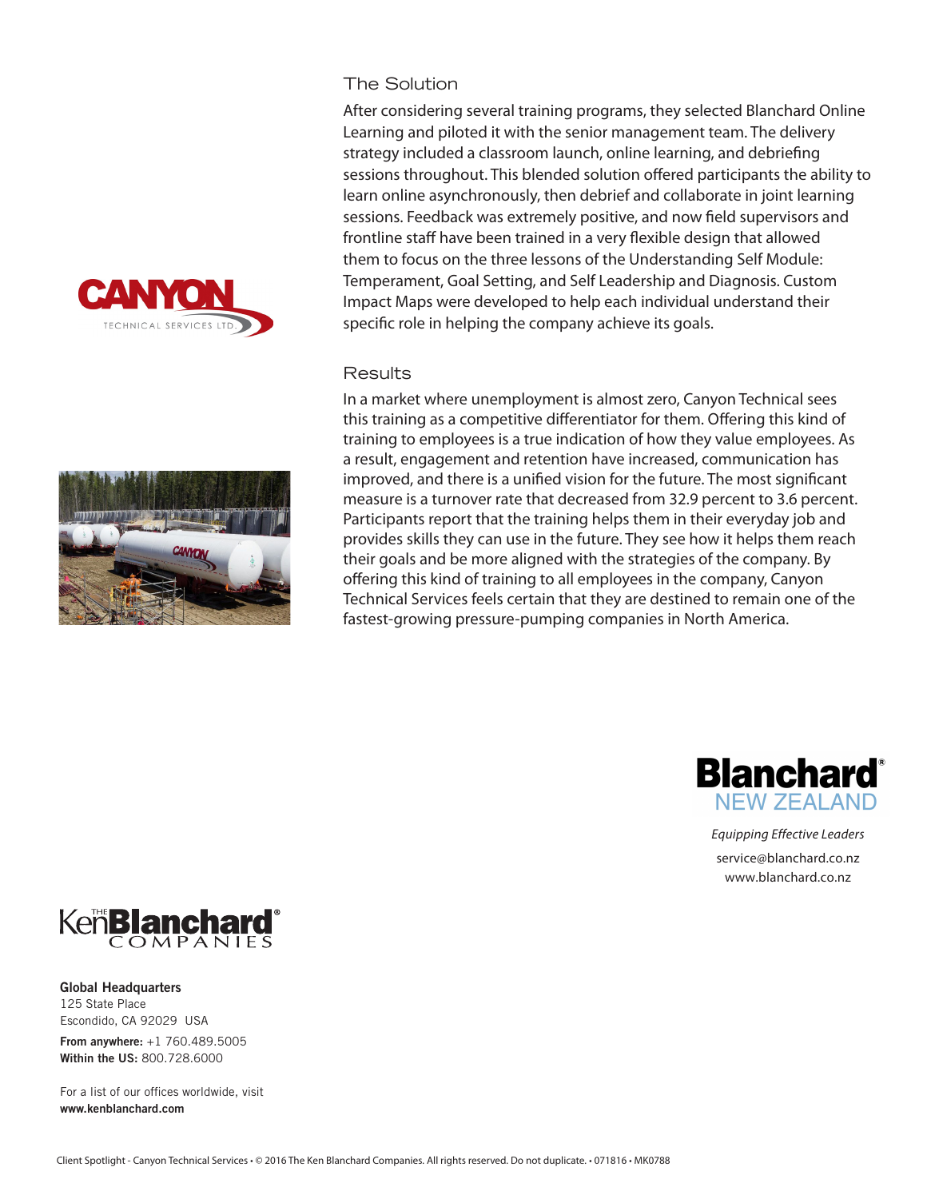## The Solution

After considering several training programs, they selected Blanchard Online Learning and piloted it with the senior management team. The delivery strategy included a classroom launch, online learning, and debriefing sessions throughout. This blended solution offered participants the ability to learn online asynchronously, then debrief and collaborate in joint learning sessions. Feedback was extremely positive, and now field supervisors and frontline staff have been trained in a very flexible design that allowed them to focus on the three lessons of the Understanding Self Module: Temperament, Goal Setting, and Self Leadership and Diagnosis. Custom Impact Maps were developed to help each individual understand their specific role in helping the company achieve its goals.

## Results

In a market where unemployment is almost zero, Canyon Technical sees this training as a competitive differentiator for them. Offering this kind of training to employees is a true indication of how they value employees. As a result, engagement and retention have increased, communication has improved, and there is a unified vision for the future. The most significant measure is a turnover rate that decreased from 32.9 percent to 3.6 percent. Participants report that the training helps them in their everyday job and provides skills they can use in the future. They see how it helps them reach their goals and be more aligned with the strategies of the company. By offering this kind of training to all employees in the company, Canyon Technical Services feels certain that they are destined to remain one of the fastest-growing pressure-pumping companies in North America.

Blanchard® NEW ZEALAND

*Equipping Effective Leaders*

service@blanchard.co.nz
www.blanchard.co.nz

The Ken Blanchard® Companies

**Global Headquarters**
125 State Place
Escondido, CA 92029 USA

**From anywhere:** +1 760.489.5005
**Within the US:** 800.728.6000

For a list of our offices worldwide, visit
**www.kenblanchard.com**

Client Spotlight - Canyon Technical Services • © 2016 The Ken Blanchard Companies. All rights reserved. Do not duplicate. • 071816 • MK0788